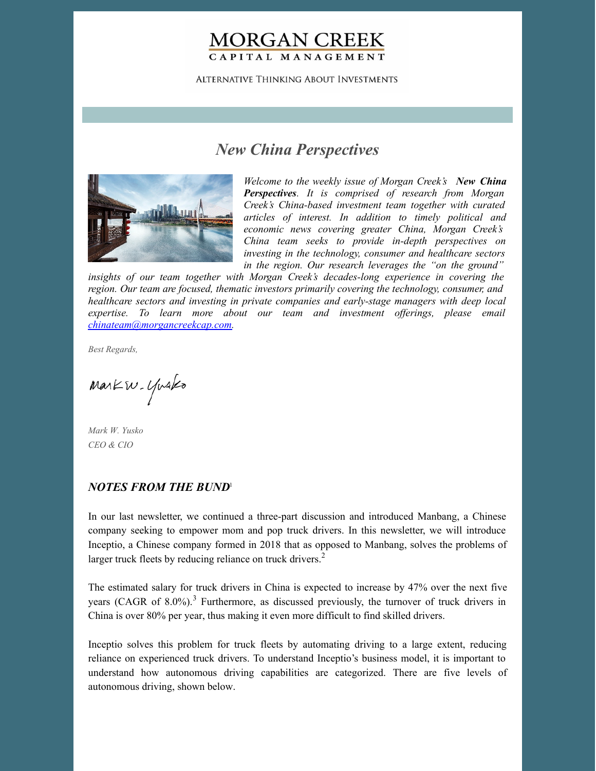# MORGAN CREEK
CAPITAL MANAGEMENT

ALTERNATIVE THINKING ABOUT INVESTMENTS

## *New China Perspectives*

*Welcome to the weekly issue of Morgan Creek's* ***New China Perspectives****. It is comprised of research from Morgan Creek's China-based investment team together with curated articles of interest. In addition to timely political and economic news covering greater China, Morgan Creek's China team seeks to provide in-depth perspectives on investing in the technology, consumer and healthcare sectors in the region. Our research leverages the "on the ground" insights of our team together with Morgan Creek's decades-long experience in covering the region. Our team are focused, thematic investors primarily covering the technology, consumer, and healthcare sectors and investing in private companies and early-stage managers with deep local expertise. To learn more about our team and investment offerings, please email [chinateam@morgancreekcap.com](mailto:chinateam@morgancreekcap.com).*

*Best Regards,*

*Mark W. Yusko*
*CEO & CIO*

### *NOTES FROM THE BUND*[1]

In our last newsletter, we continued a three-part discussion and introduced Manbang, a Chinese company seeking to empower mom and pop truck drivers. In this newsletter, we will introduce Inceptio, a Chinese company formed in 2018 that as opposed to Manbang, solves the problems of larger truck fleets by reducing reliance on truck drivers.[2]

The estimated salary for truck drivers in China is expected to increase by 47% over the next five years (CAGR of 8.0%).[3] Furthermore, as discussed previously, the turnover of truck drivers in China is over 80% per year, thus making it even more difficult to find skilled drivers.

Inceptio solves this problem for truck fleets by automating driving to a large extent, reducing reliance on experienced truck drivers. To understand Inceptio's business model, it is important to understand how autonomous driving capabilities are categorized. There are five levels of autonomous driving, shown below.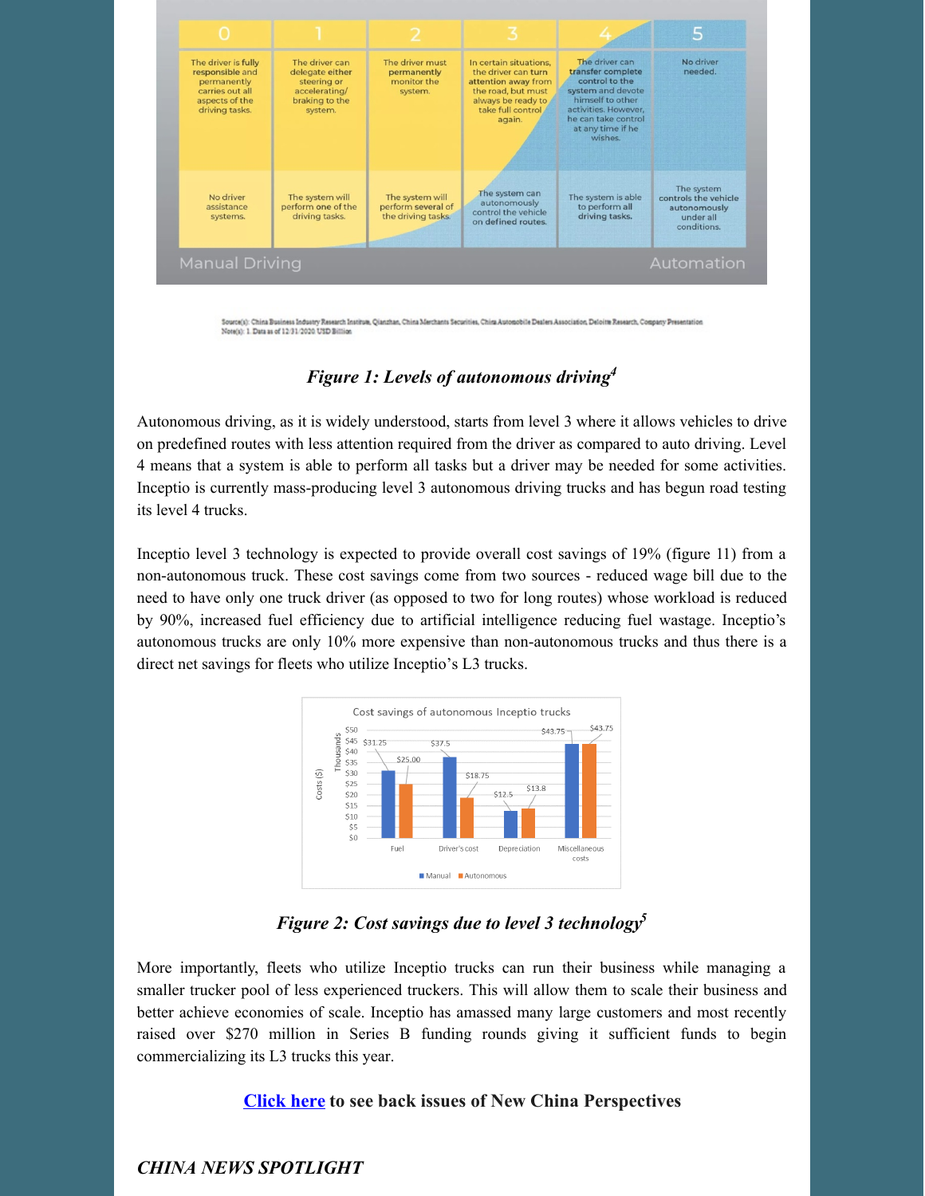| 0 | 1 | 2 | 3 | 4 | 5 |
|---|---|---|---|---|---|
| The driver is fully responsible and permanently carries out all aspects of the driving tasks. | The driver can delegate either steering or accelerating/ braking to the system. | The driver must permanently monitor the system. | In certain situations, the driver can turn attention away from the road, but must always be ready to take full control again. | The driver can transfer complete control to the system and devote himself to other activities. However, he can take control at any time if he wishes. | No driver needed. |
| No driver assistance systems. | The system will perform one of the driving tasks. | The system will perform several of the driving tasks. | The system can autonomously control the vehicle on defined routes. | The system is able to perform all driving tasks. | The system controls the vehicle autonomously under all conditions. |

Manual Driving → Automation

Source(s): China Business Industry Research Institute, Qianzhan, China Merchants Securities, China Automobile Dealers Association, Deloitte Research, Company Presentation
Note(s): 1. Data as of 12/31/2020 USD Billion

***Figure 1: Levels of autonomous driving[4]***

Autonomous driving, as it is widely understood, starts from level 3 where it allows vehicles to drive on predefined routes with less attention required from the driver as compared to auto driving. Level 4 means that a system is able to perform all tasks but a driver may be needed for some activities. Inceptio is currently mass-producing level 3 autonomous driving trucks and has begun road testing its level 4 trucks.

Inceptio level 3 technology is expected to provide overall cost savings of 19% (figure 11) from a non-autonomous truck. These cost savings come from two sources - reduced wage bill due to the need to have only one truck driver (as opposed to two for long routes) whose workload is reduced by 90%, increased fuel efficiency due to artificial intelligence reducing fuel wastage. Inceptio's autonomous trucks are only 10% more expensive than non-autonomous trucks and thus there is a direct net savings for fleets who utilize Inceptio's L3 trucks.

Cost savings of autonomous Inceptio trucks (Costs ($), Thousands)

| | Manual | Autonomous |
|---|---|---|
| Fuel | $31.25 | $25.00 |
| Driver's cost | $37.5 | $18.75 |
| Depreciation | $12.5 | $13.8 |
| Miscellaneous costs | $43.75 | $43.75 |

***Figure 2: Cost savings due to level 3 technology[5]***

More importantly, fleets who utilize Inceptio trucks can run their business while managing a smaller trucker pool of less experienced truckers. This will allow them to scale their business and better achieve economies of scale. Inceptio has amassed many large customers and most recently raised over $270 million in Series B funding rounds giving it sufficient funds to begin commercializing its L3 trucks this year.

**Click here to see back issues of New China Perspectives**

***CHINA NEWS SPOTLIGHT***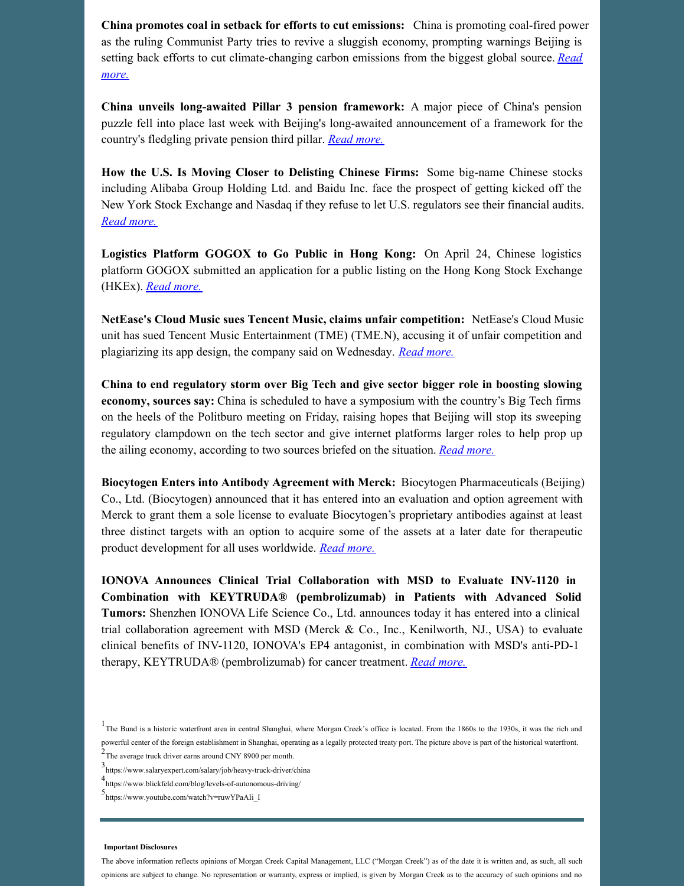**China promotes coal in setback for efforts to cut emissions:** China is promoting coal-fired power as the ruling Communist Party tries to revive a sluggish economy, prompting warnings Beijing is setting back efforts to cut climate-changing carbon emissions from the biggest global source. *Read more.*

**China unveils long-awaited Pillar 3 pension framework:** A major piece of China's pension puzzle fell into place last week with Beijing's long-awaited announcement of a framework for the country's fledgling private pension third pillar. *Read more.*

**How the U.S. Is Moving Closer to Delisting Chinese Firms:** Some big-name Chinese stocks including Alibaba Group Holding Ltd. and Baidu Inc. face the prospect of getting kicked off the New York Stock Exchange and Nasdaq if they refuse to let U.S. regulators see their financial audits. *Read more.*

**Logistics Platform GOGOX to Go Public in Hong Kong:** On April 24, Chinese logistics platform GOGOX submitted an application for a public listing on the Hong Kong Stock Exchange (HKEx). *Read more.*

**NetEase's Cloud Music sues Tencent Music, claims unfair competition:** NetEase's Cloud Music unit has sued Tencent Music Entertainment (TME) (TME.N), accusing it of unfair competition and plagiarizing its app design, the company said on Wednesday. *Read more.*

**China to end regulatory storm over Big Tech and give sector bigger role in boosting slowing economy, sources say:** China is scheduled to have a symposium with the country's Big Tech firms on the heels of the Politburo meeting on Friday, raising hopes that Beijing will stop its sweeping regulatory clampdown on the tech sector and give internet platforms larger roles to help prop up the ailing economy, according to two sources briefed on the situation. *Read more.*

**Biocytogen Enters into Antibody Agreement with Merck:** Biocytogen Pharmaceuticals (Beijing) Co., Ltd. (Biocytogen) announced that it has entered into an evaluation and option agreement with Merck to grant them a sole license to evaluate Biocytogen's proprietary antibodies against at least three distinct targets with an option to acquire some of the assets at a later date for therapeutic product development for all uses worldwide. *Read more.*

**IONOVA Announces Clinical Trial Collaboration with MSD to Evaluate INV-1120 in Combination with KEYTRUDA® (pembrolizumab) in Patients with Advanced Solid Tumors:** Shenzhen IONOVA Life Science Co., Ltd. announces today it has entered into a clinical trial collaboration agreement with MSD (Merck & Co., Inc., Kenilworth, NJ., USA) to evaluate clinical benefits of INV-1120, IONOVA's EP4 antagonist, in combination with MSD's anti-PD-1 therapy, KEYTRUDA® (pembrolizumab) for cancer treatment. *Read more.*

[1] The Bund is a historic waterfront area in central Shanghai, where Morgan Creek's office is located. From the 1860s to the 1930s, it was the rich and powerful center of the foreign establishment in Shanghai, operating as a legally protected treaty port. The picture above is part of the historical waterfront.

[2] The average truck driver earns around CNY 8900 per month.

[3] https://www.salaryexpert.com/salary/job/heavy-truck-driver/china

[4] https://www.blickfeld.com/blog/levels-of-autonomous-driving/

[5] https://www.youtube.com/watch?v=ruwYPaAIi_I

---

**Important Disclosures**

The above information reflects opinions of Morgan Creek Capital Management, LLC ("Morgan Creek") as of the date it is written and, as such, all such opinions are subject to change. No representation or warranty, express or implied, is given by Morgan Creek as to the accuracy of such opinions and no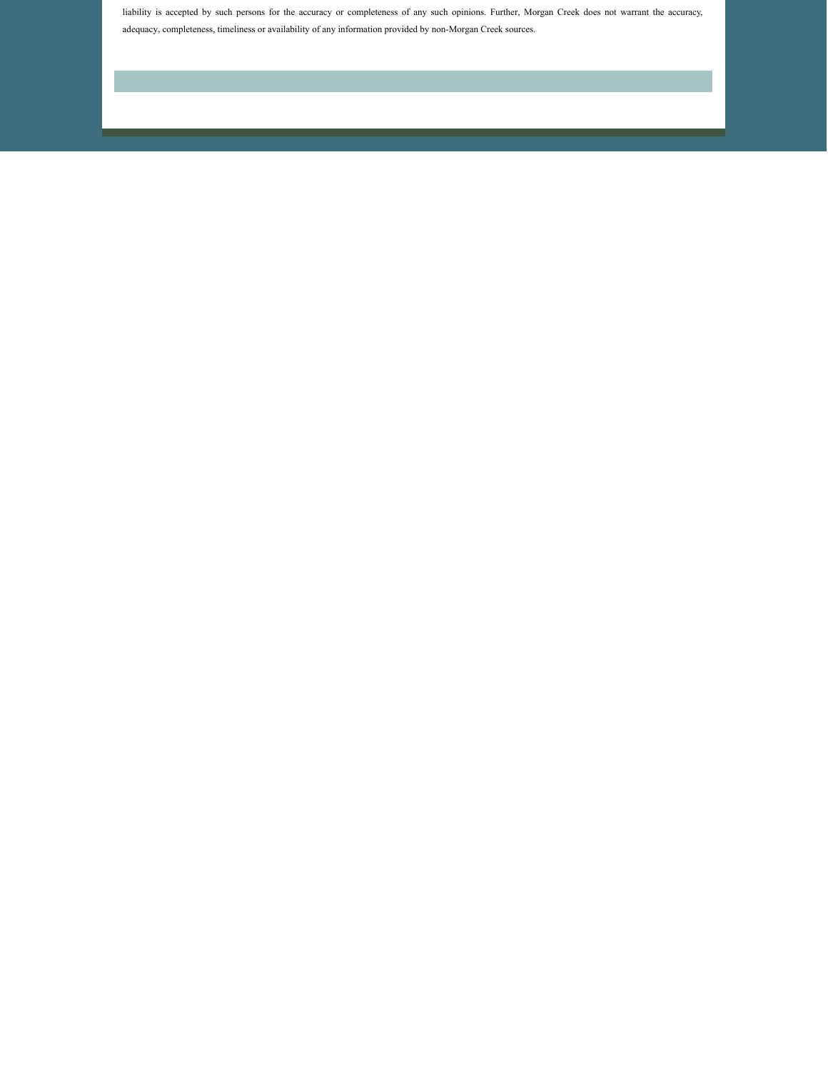liability is accepted by such persons for the accuracy or completeness of any such opinions. Further, Morgan Creek does not warrant the accuracy, adequacy, completeness, timeliness or availability of any information provided by non-Morgan Creek sources.